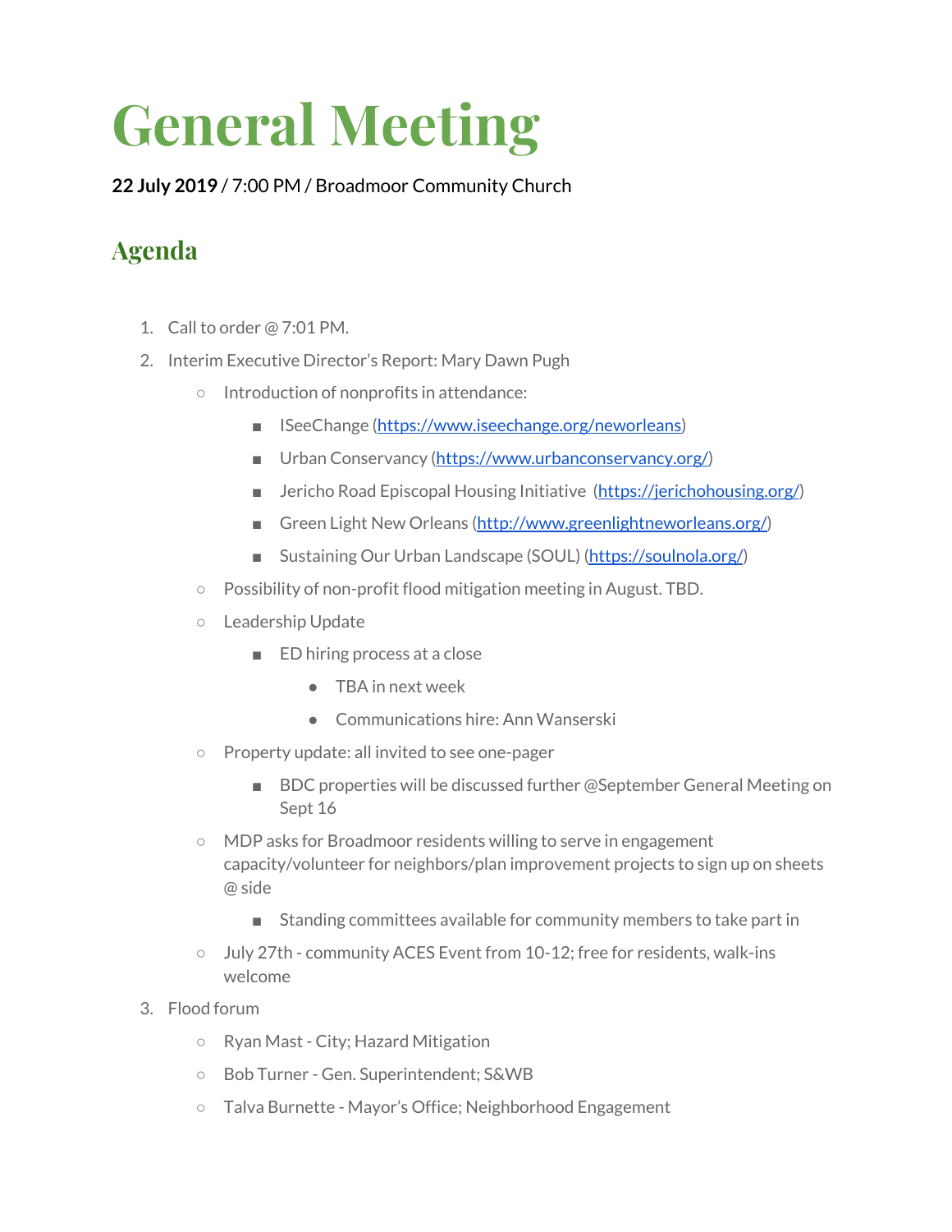# General Meeting

**22 July 2019** / 7:00 PM / Broadmoor Community Church

## Agenda

1. Call to order @ 7:01 PM.
2. Interim Executive Director's Report: Mary Dawn Pugh
    - Introduction of nonprofits in attendance:
        - ISeeChange (https://www.iseechange.org/neworleans)
        - Urban Conservancy (https://www.urbanconservancy.org/)
        - Jericho Road Episcopal Housing Initiative (https://jerichohousing.org/)
        - Green Light New Orleans (http://www.greenlightneworleans.org/)
        - Sustaining Our Urban Landscape (SOUL) (https://soulnola.org/)
    - Possibility of non-profit flood mitigation meeting in August. TBD.
    - Leadership Update
        - ED hiring process at a close
            - TBA in next week
            - Communications hire: Ann Wanserski
    - Property update: all invited to see one-pager
        - BDC properties will be discussed further @September General Meeting on Sept 16
    - MDP asks for Broadmoor residents willing to serve in engagement capacity/volunteer for neighbors/plan improvement projects to sign up on sheets @ side
        - Standing committees available for community members to take part in
    - July 27th - community ACES Event from 10-12; free for residents, walk-ins welcome
3. Flood forum
    - Ryan Mast - City; Hazard Mitigation
    - Bob Turner - Gen. Superintendent; S&WB
    - Talva Burnette - Mayor's Office; Neighborhood Engagement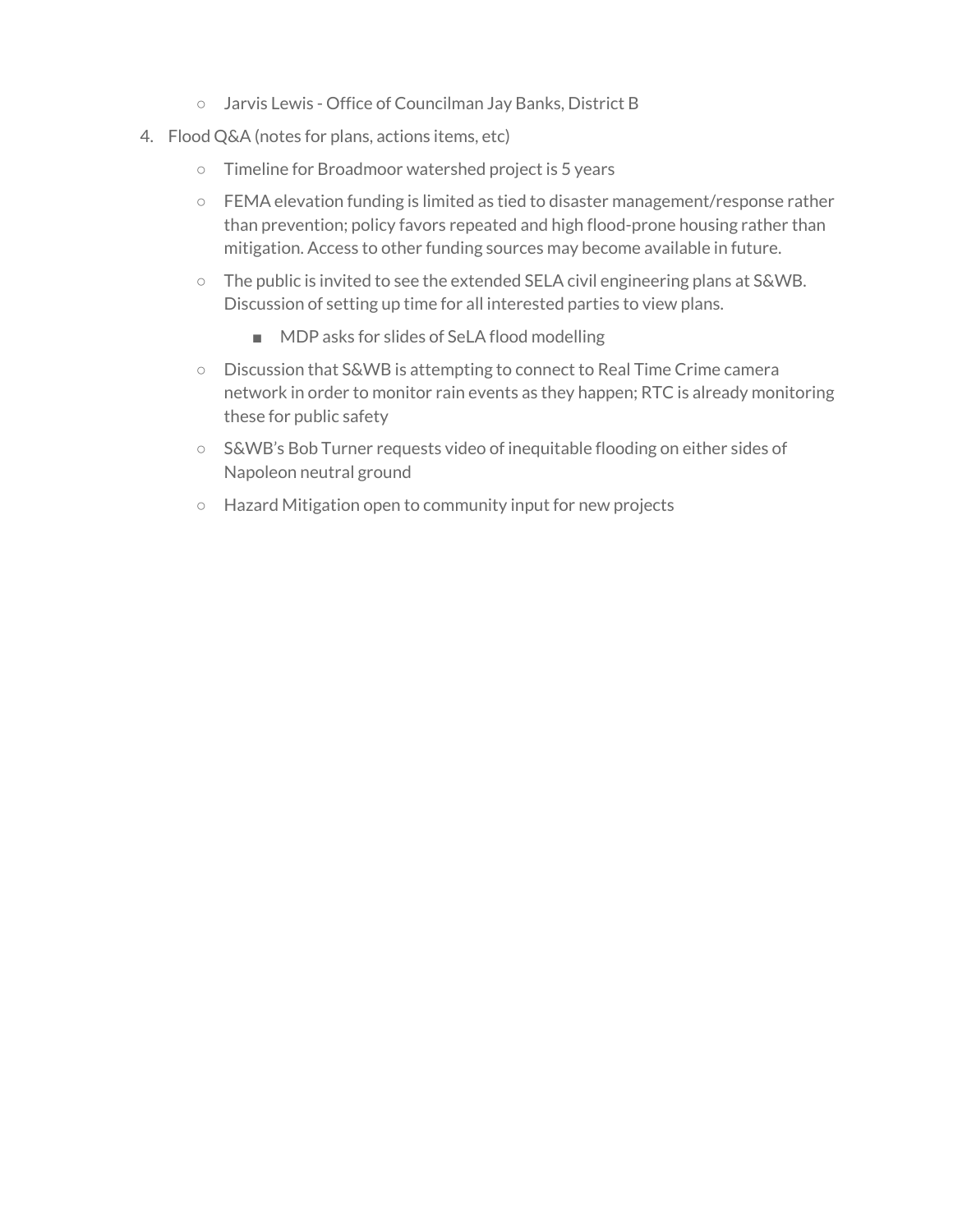- Jarvis Lewis - Office of Councilman Jay Banks, District B

4. Flood Q&A (notes for plans, actions items, etc)
    - Timeline for Broadmoor watershed project is 5 years
    - FEMA elevation funding is limited as tied to disaster management/response rather than prevention; policy favors repeated and high flood-prone housing rather than mitigation. Access to other funding sources may become available in future.
    - The public is invited to see the extended SELA civil engineering plans at S&WB. Discussion of setting up time for all interested parties to view plans.
        - MDP asks for slides of SeLA flood modelling
    - Discussion that S&WB is attempting to connect to Real Time Crime camera network in order to monitor rain events as they happen; RTC is already monitoring these for public safety
    - S&WB's Bob Turner requests video of inequitable flooding on either sides of Napoleon neutral ground
    - Hazard Mitigation open to community input for new projects